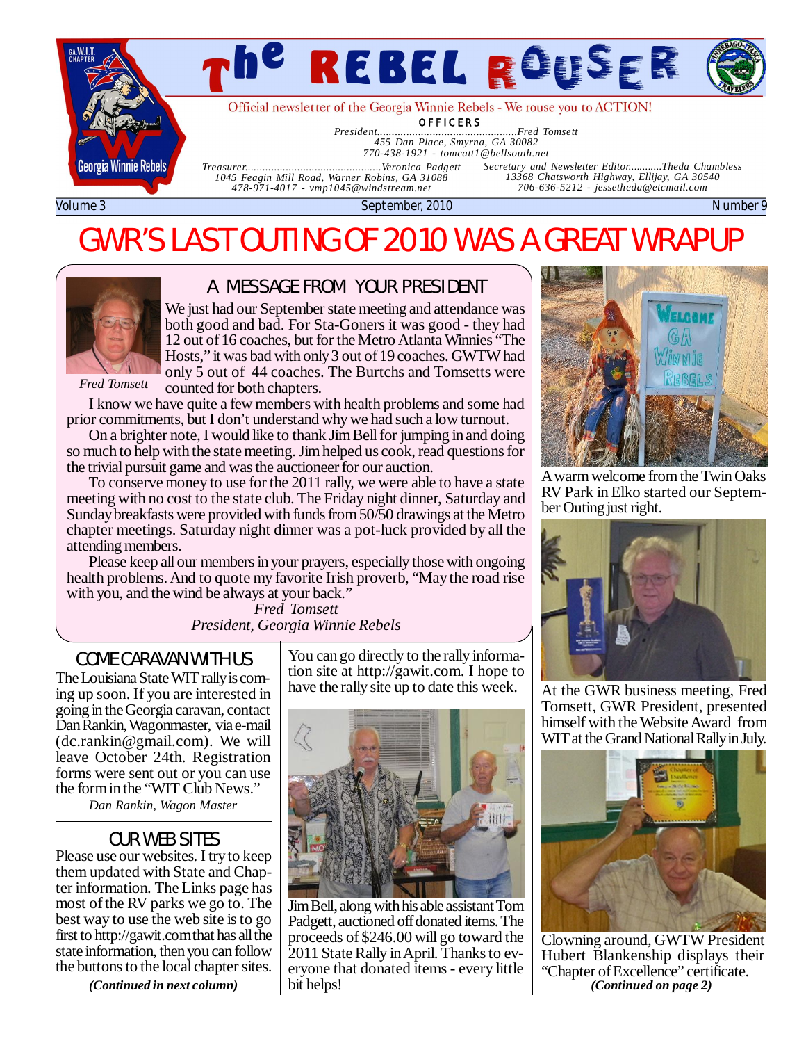# The REBEL ROUSER

Official newsletter of the Georgia Winnie Rebels - We rouse you to ACTION!

**OFFICERS**

*President................................................Fred Tomsett*
*455 Dan Place, Smyrna, GA 30082*
*770-438-1921 - tomcatt1@bellsouth.net*

*Treasurer..............................................Veronica Padgett*
*1045 Feagin Mill Road, Warner Robins, GA 31088*
*478-971-4017 - vmp1045@windstream.net*

*Secretary and Newsletter Editor............Theda Chambless*
*13368 Chatsworth Highway, Ellijay, GA 30540*
*706-636-5212 - jessetheda@etcmail.com*

Volume 3 | September, 2010 | Number 9

# GWR'S LAST OUTING OF 2010 WAS A GREAT WRAPUP

## A MESSAGE FROM YOUR PRESIDENT

*Fred Tomsett*

We just had our September state meeting and attendance was both good and bad. For Sta-Goners it was good - they had 12 out of 16 coaches, but for the Metro Atlanta Winnies "The Hosts," it was bad with only 3 out of 19 coaches. GWTW had only 5 out of 44 coaches. The Burtchs and Tomsetts were counted for both chapters.

I know we have quite a few members with health problems and some had prior commitments, but I don't understand why we had such a low turnout.

On a brighter note, I would like to thank Jim Bell for jumping in and doing so much to help with the state meeting. Jim helped us cook, read questions for the trivial pursuit game and was the auctioneer for our auction.

To conserve money to use for the 2011 rally, we were able to have a state meeting with no cost to the state club. The Friday night dinner, Saturday and Sunday breakfasts were provided with funds from 50/50 drawings at the Metro chapter meetings. Saturday night dinner was a pot-luck provided by all the attending members.

Please keep all our members in your prayers, especially those with ongoing health problems. And to quote my favorite Irish proverb, "May the road rise with you, and the wind be always at your back."

*Fred Tomsett*
*President, Georgia Winnie Rebels*

A warm welcome from the Twin Oaks RV Park in Elko started our September Outing just right.

At the GWR business meeting, Fred Tomsett, GWR President, presented himself with the Website Award from WIT at the Grand National Rally in July.

## COME CARAVAN WITH US

The Louisiana State WIT rally is coming up soon. If you are interested in going in the Georgia caravan, contact Dan Rankin, Wagonmaster, via e-mail (dc.rankin@gmail.com). We will leave October 24th. Registration forms were sent out or you can use the form in the "WIT Club News."

*Dan Rankin, Wagon Master*

## OUR WEB SITES

Please use our websites. I try to keep them updated with State and Chapter information. The Links page has most of the RV parks we go to. The best way to use the web site is to go first to http://gawit.com that has all the state information, then you can follow the buttons to the local chapter sites.

***(Continued in next column)***

You can go directly to the rally information site at http://gawit.com. I hope to have the rally site up to date this week.

Jim Bell, along with his able assistant Tom Padgett, auctioned off donated items. The proceeds of $246.00 will go toward the 2011 State Rally in April. Thanks to everyone that donated items - every little bit helps!

Clowning around, GWTW President Hubert Blankenship displays their "Chapter of Excellence" certificate.

***(Continued on page 2)***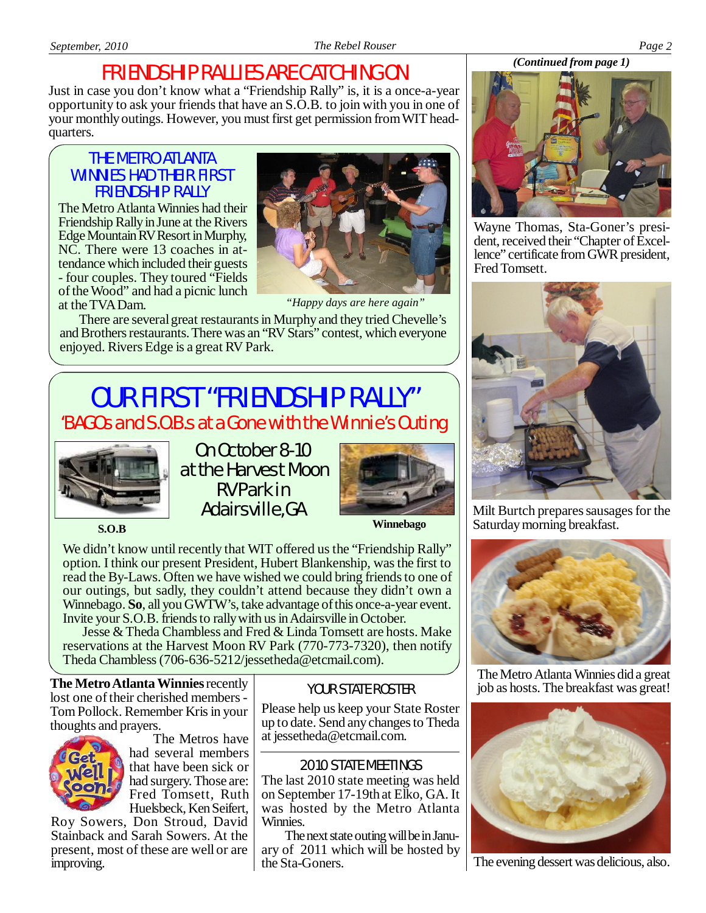# FRIENDSHIP RALLIES ARE CATCHING ON

Just in case you don't know what a "Friendship Rally" is, it is a once-a-year opportunity to ask your friends that have an S.O.B. to join with you in one of your monthly outings. However, you must first get permission from WIT headquarters.

## THE METRO ATLANTA WINNIES HAD THEIR FIRST FRIENDSHIP RALLY

The Metro Atlanta Winnies had their Friendship Rally in June at the Rivers Edge Mountain RV Resort in Murphy, NC. There were 13 coaches in attendance which included their guests - four couples. They toured "Fields of the Wood" and had a picnic lunch at the TVA Dam.

*"Happy days are here again"*

There are several great restaurants in Murphy and they tried Chevelle's and Brothers restaurants. There was an "RV Stars" contest, which everyone enjoyed. Rivers Edge is a great RV Park.

# OUR FIRST "FRIENDSHIP RALLY"

## 'BAGOs and S.O.B.s at a Gone with the Winnie's Outing

S.O.B

On October 8-10 at the Harvest Moon RV Park in Adairsville, GA

Winnebago

We didn't know until recently that WIT offered us the "Friendship Rally" option. I think our present President, Hubert Blankenship, was the first to read the By-Laws. Often we have wished we could bring friends to one of our outings, but sadly, they couldn't attend because they didn't own a Winnebago. **So**, all you GWTW's, take advantage of this once-a-year event. Invite your S.O.B. friends to rally with us in Adairsville in October.

Jesse & Theda Chambless and Fred & Linda Tomsett are hosts. Make reservations at the Harvest Moon RV Park (770-773-7320), then notify Theda Chambless (706-636-5212/jessetheda@etcmail.com).

**The Metro Atlanta Winnies** recently lost one of their cherished members - Tom Pollock. Remember Kris in your thoughts and prayers.

The Metros have had several members that have been sick or had surgery. Those are: Fred Tomsett, Ruth Huelsbeck, Ken Seifert, Roy Sowers, Don Stroud, David Stainback and Sarah Sowers. At the present, most of these are well or are improving.

### YOUR STATE ROSTER

Please help us keep your State Roster up to date. Send any changes to Theda at jessetheda@etcmail.com.

### 2010 STATE MEETINGS

The last 2010 state meeting was held on September 17-19th at Elko, GA. It was hosted by the Metro Atlanta Winnies.

The next state outing will be in January of 2011 which will be hosted by the Sta-Goners.

***(Continued from page 1)***

Wayne Thomas, Sta-Goner's president, received their "Chapter of Excellence" certificate from GWR president, Fred Tomsett.

Milt Burtch prepares sausages for the Saturday morning breakfast.

The Metro Atlanta Winnies did a great job as hosts. The breakfast was great!

The evening dessert was delicious, also.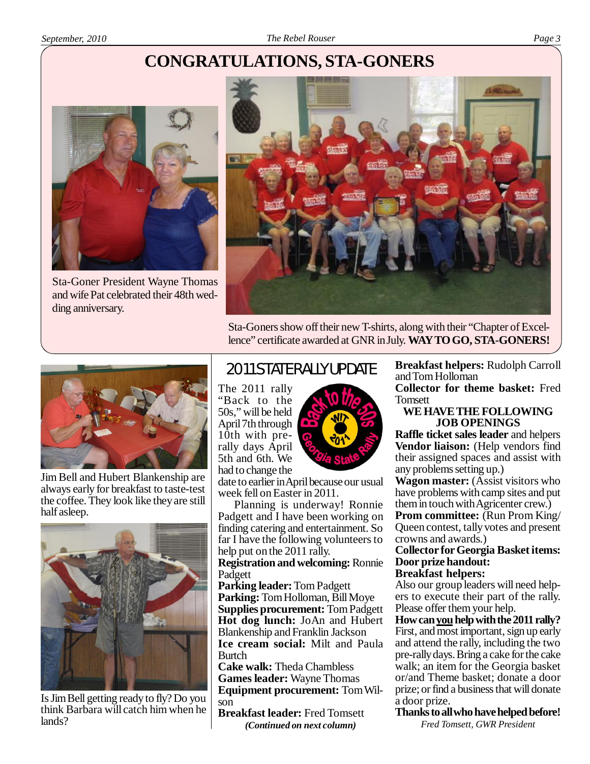# CONGRATULATIONS, STA-GONERS

Sta-Goner President Wayne Thomas and wife Pat celebrated their 48th wedding anniversary.

Sta-Goners show off their new T-shirts, along with their "Chapter of Excellence" certificate awarded at GNR in July. **WAY TO GO, STA-GONERS!**

Jim Bell and Hubert Blankenship are always early for breakfast to taste-test the coffee. They look like they are still half asleep.

Is Jim Bell getting ready to fly? Do you think Barbara will catch him when he lands?

## 2011 STATE RALLY UPDATE

The 2011 rally "Back to the 50s," will be held April 7th through 10th with pre-rally days April 5th and 6th. We had to change the date to earlier in April because our usual week fell on Easter in 2011.

Planning is underway! Ronnie Padgett and I have been working on finding catering and entertainment. So far I have the following volunteers to help put on the 2011 rally.

**Registration and welcoming:** Ronnie Padgett
**Parking leader:** Tom Padgett
**Parking:** Tom Holloman, Bill Moye
**Supplies procurement:** Tom Padgett
**Hot dog lunch:** JoAn and Hubert Blankenship and Franklin Jackson
**Ice cream social:** Milt and Paula Burtch
**Cake walk:** Theda Chambless
**Games leader:** Wayne Thomas
**Equipment procurement:** Tom Wilson
**Breakfast leader:** Fred Tomsett

*(Continued on next column)*

**Breakfast helpers:** Rudolph Carroll and Tom Holloman
**Collector for theme basket:** Fred Tomsett

**WE HAVE THE FOLLOWING JOB OPENINGS**

**Raffle ticket sales leader** and helpers
**Vendor liaison:** (Help vendors find their assigned spaces and assist with any problems setting up.)
**Wagon master:** (Assist visitors who have problems with camp sites and put them in touch with Agricenter crew.)
**Prom committee:** (Run Prom King/Queen contest, tally votes and present crowns and awards.)
**Collector for Georgia Basket items:**
**Door prize handout:**
**Breakfast helpers:**

Also our group leaders will need helpers to execute their part of the rally. Please offer them your help.

**How can you help with the 2011 rally?** First, and most important, sign up early and attend the rally, including the two pre-rally days. Bring a cake for the cake walk; an item for the Georgia basket or/and Theme basket; donate a door prize; or find a business that will donate a door prize.

**Thanks to all who have helped before!**

*Fred Tomsett, GWR President*